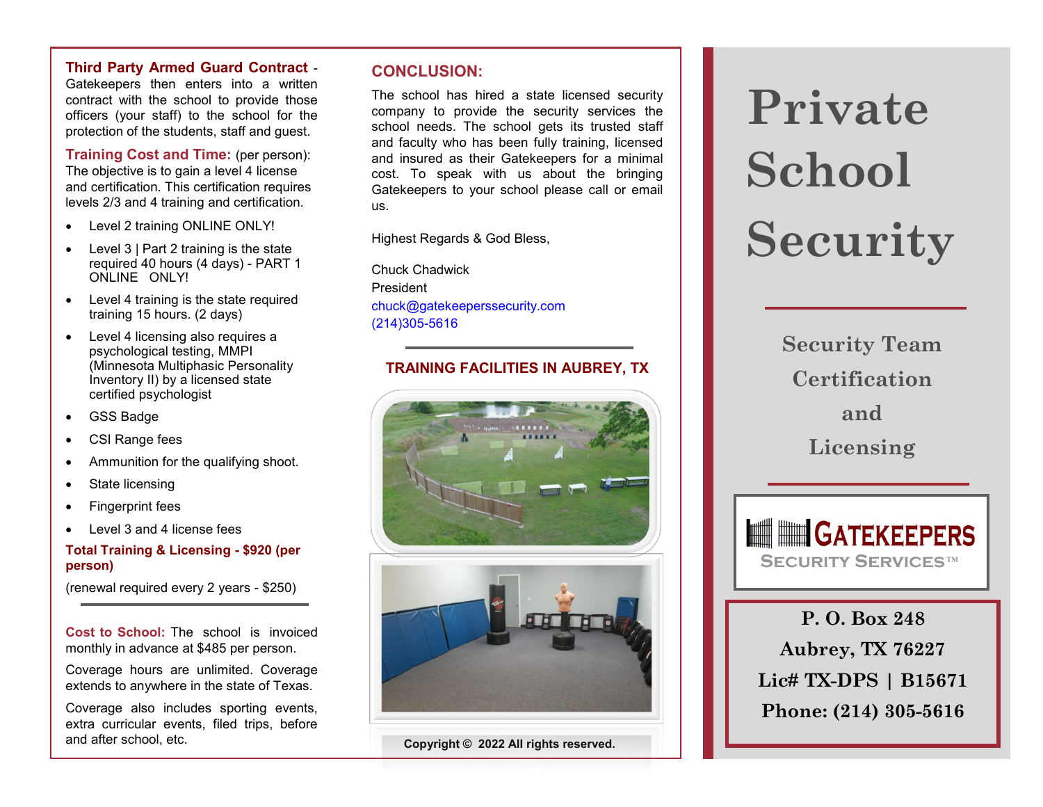**Third Party Armed Guard Contract** - Gatekeepers then enters into a written contract with the school to provide those officers (your staff) to the school for the protection of the students, staff and guest.

**Training Cost and Time:** (per person): The objective is to gain a level 4 license and certification. This certification requires levels 2/3 and 4 training and certification.

- Level 2 training ONLINE ONLY!
- Level 3 | Part 2 training is the state required 40 hours (4 days) - PART 1 ONLINE ONLY!
- Level 4 training is the state required training 15 hours. (2 days)
- Level 4 licensing also requires a psychological testing, MMPI (Minnesota Multiphasic Personality Inventory II) by a licensed state certified psychologist
- GSS Badge
- CSI Range fees
- Ammunition for the qualifying shoot.
- State licensing
- Fingerprint fees
- Level 3 and 4 license fees

**Total Training & Licensing - $920 (per person)**

(renewal required every 2 years - $250)

---

**Cost to School:** The school is invoiced monthly in advance at $485 per person.

Coverage hours are unlimited. Coverage extends to anywhere in the state of Texas.

Coverage also includes sporting events, extra curricular events, filed trips, before and after school, etc.

## CONCLUSION:

The school has hired a state licensed security company to provide the security services the school needs. The school gets its trusted staff and faculty who has been fully training, licensed and insured as their Gatekeepers for a minimal cost. To speak with us about the bringing Gatekeepers to your school please call or email us.

Highest Regards & God Bless,

Chuck Chadwick
President
chuck@gatekeeperssecurity.com
(214)305-5616

---

### TRAINING FACILITIES IN AUBREY, TX

**Copyright © 2022 All rights reserved.**

# Private School Security

## Security Team Certification and Licensing

GATEKEEPERS
SECURITY SERVICES™

**P. O. Box 248**
**Aubrey, TX 76227**
**Lic# TX-DPS | B15671**
**Phone: (214) 305-5616**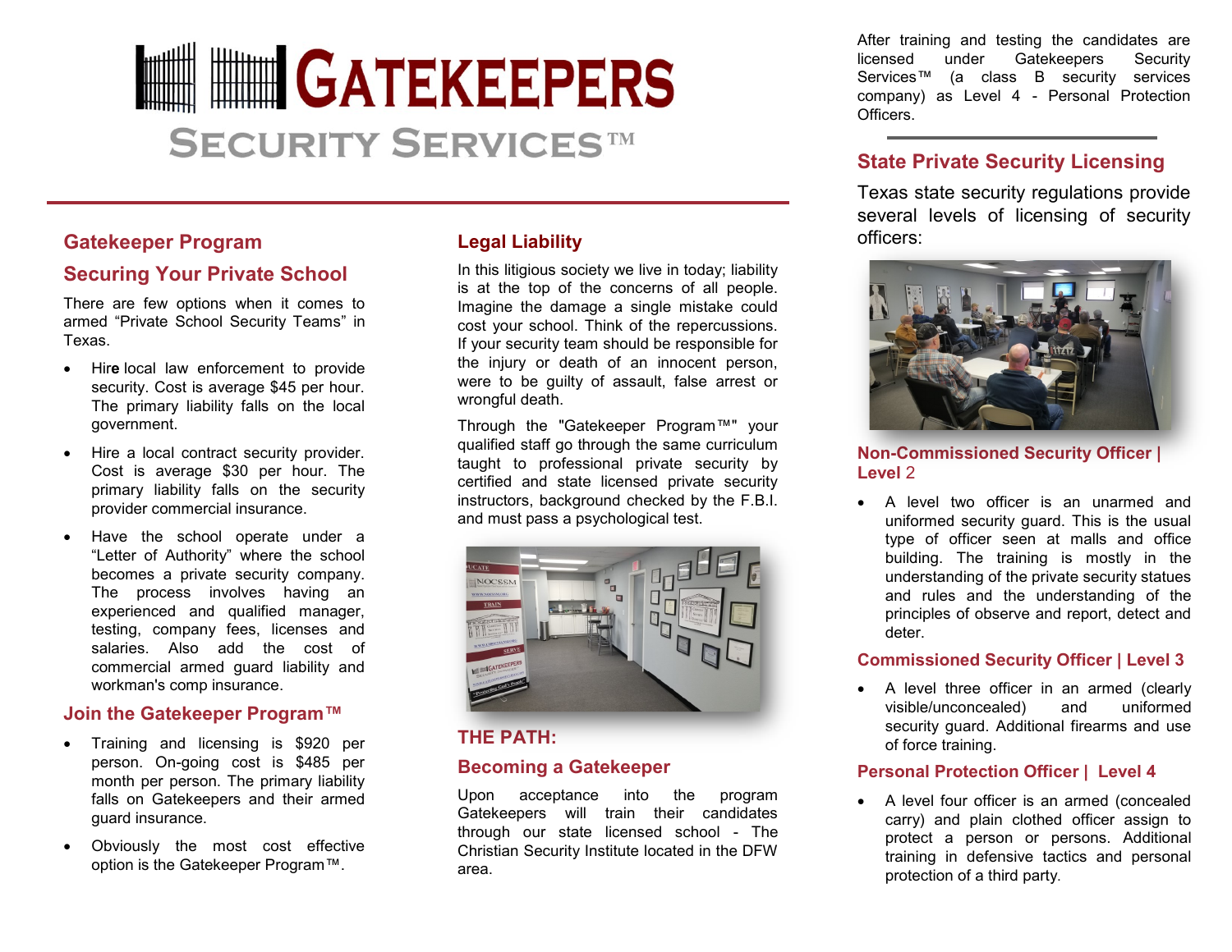# GATEKEEPERS

## SECURITY SERVICES™

## Gatekeeper Program

## Securing Your Private School

There are few options when it comes to armed "Private School Security Teams" in Texas.

- Hire local law enforcement to provide security. Cost is average $45 per hour. The primary liability falls on the local government.
- Hire a local contract security provider. Cost is average $30 per hour. The primary liability falls on the security provider commercial insurance.
- Have the school operate under a "Letter of Authority" where the school becomes a private security company. The process involves having an experienced and qualified manager, testing, company fees, licenses and salaries. Also add the cost of commercial armed guard liability and workman's comp insurance.

### Join the Gatekeeper Program™

- Training and licensing is $920 per person. On-going cost is $485 per month per person. The primary liability falls on Gatekeepers and their armed guard insurance.
- Obviously the most cost effective option is the Gatekeeper Program™.

## Legal Liability

In this litigious society we live in today; liability is at the top of the concerns of all people. Imagine the damage a single mistake could cost your school. Think of the repercussions. If your security team should be responsible for the injury or death of an innocent person, were to be guilty of assault, false arrest or wrongful death.

Through the "Gatekeeper Program™" your qualified staff go through the same curriculum taught to professional private security by certified and state licensed private security instructors, background checked by the F.B.I. and must pass a psychological test.

## THE PATH:

## Becoming a Gatekeeper

Upon acceptance into the program Gatekeepers will train their candidates through our state licensed school - The Christian Security Institute located in the DFW area.

After training and testing the candidates are licensed under Gatekeepers Security Services™ (a class B security services company) as Level 4 - Personal Protection Officers.

## State Private Security Licensing

Texas state security regulations provide several levels of licensing of security officers:

### Non-Commissioned Security Officer | Level 2

- A level two officer is an unarmed and uniformed security guard. This is the usual type of officer seen at malls and office building. The training is mostly in the understanding of the private security statues and rules and the understanding of the principles of observe and report, detect and deter.

### Commissioned Security Officer | Level 3

- A level three officer in an armed (clearly visible/unconcealed) and uniformed security guard. Additional firearms and use of force training.

### Personal Protection Officer | Level 4

- A level four officer is an armed (concealed carry) and plain clothed officer assign to protect a person or persons. Additional training in defensive tactics and personal protection of a third party.